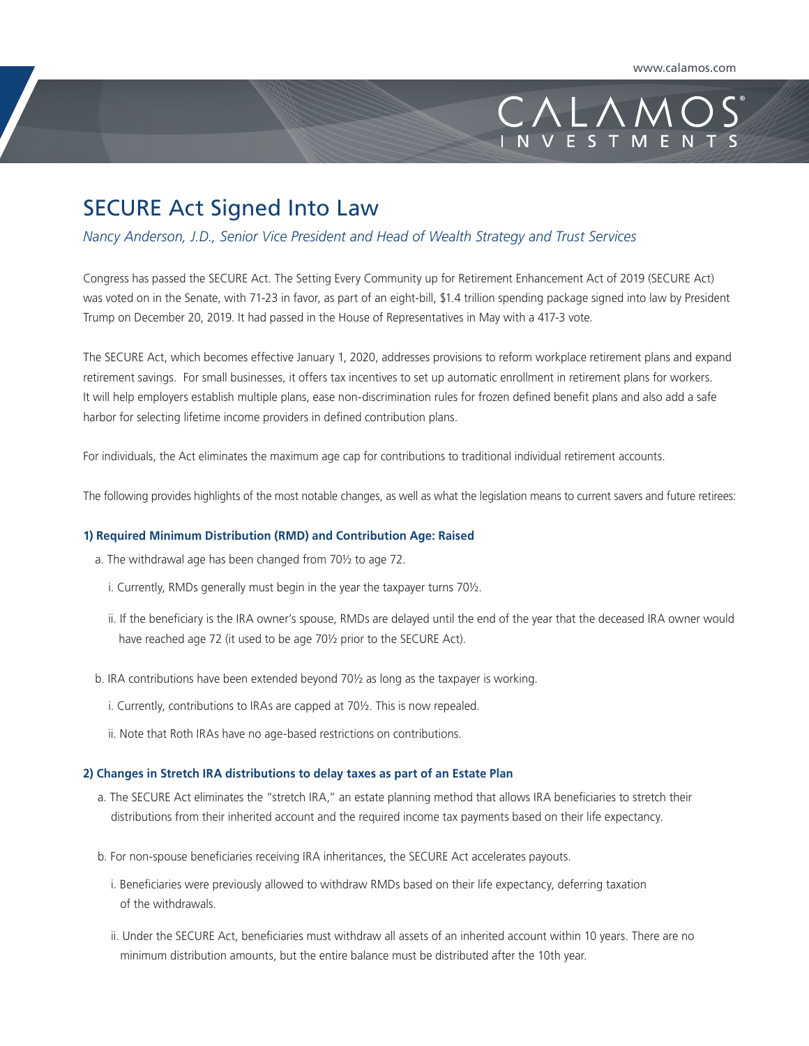# SECURE Act Signed Into Law

*Nancy Anderson, J.D., Senior Vice President and Head of Wealth Strategy and Trust Services*

Congress has passed the SECURE Act. The Setting Every Community up for Retirement Enhancement Act of 2019 (SECURE Act) was voted on in the Senate, with 71-23 in favor, as part of an eight-bill, $1.4 trillion spending package signed into law by President Trump on December 20, 2019. It had passed in the House of Representatives in May with a 417-3 vote.

The SECURE Act, which becomes effective January 1, 2020, addresses provisions to reform workplace retirement plans and expand retirement savings. For small businesses, it offers tax incentives to set up automatic enrollment in retirement plans for workers. It will help employers establish multiple plans, ease non-discrimination rules for frozen defined benefit plans and also add a safe harbor for selecting lifetime income providers in defined contribution plans.

For individuals, the Act eliminates the maximum age cap for contributions to traditional individual retirement accounts.

The following provides highlights of the most notable changes, as well as what the legislation means to current savers and future retirees:

**1) Required Minimum Distribution (RMD) and Contribution Age: Raised**

a. The withdrawal age has been changed from 70½ to age 72.

   i. Currently, RMDs generally must begin in the year the taxpayer turns 70½.

   ii. If the beneficiary is the IRA owner's spouse, RMDs are delayed until the end of the year that the deceased IRA owner would have reached age 72 (it used to be age 70½ prior to the SECURE Act).

b. IRA contributions have been extended beyond 70½ as long as the taxpayer is working.

   i. Currently, contributions to IRAs are capped at 70½. This is now repealed.

   ii. Note that Roth IRAs have no age-based restrictions on contributions.

**2) Changes in Stretch IRA distributions to delay taxes as part of an Estate Plan**

a. The SECURE Act eliminates the "stretch IRA," an estate planning method that allows IRA beneficiaries to stretch their distributions from their inherited account and the required income tax payments based on their life expectancy.

b. For non-spouse beneficiaries receiving IRA inheritances, the SECURE Act accelerates payouts.

   i. Beneficiaries were previously allowed to withdraw RMDs based on their life expectancy, deferring taxation of the withdrawals.

   ii. Under the SECURE Act, beneficiaries must withdraw all assets of an inherited account within 10 years. There are no minimum distribution amounts, but the entire balance must be distributed after the 10th year.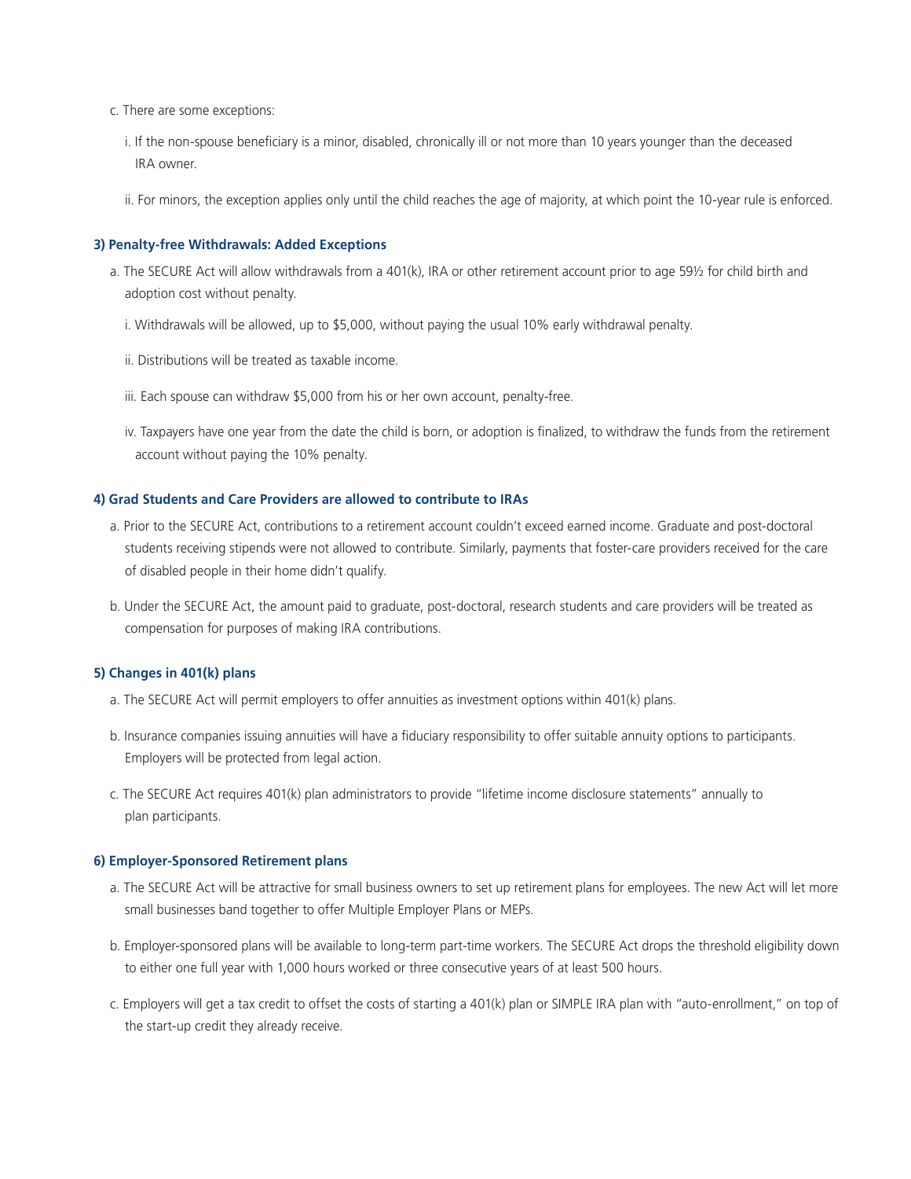c. There are some exceptions:

   i. If the non-spouse beneficiary is a minor, disabled, chronically ill or not more than 10 years younger than the deceased IRA owner.

   ii. For minors, the exception applies only until the child reaches the age of majority, at which point the 10-year rule is enforced.

#### 3) Penalty-free Withdrawals: Added Exceptions

a. The SECURE Act will allow withdrawals from a 401(k), IRA or other retirement account prior to age 59½ for child birth and adoption cost without penalty.

   i. Withdrawals will be allowed, up to $5,000, without paying the usual 10% early withdrawal penalty.

   ii. Distributions will be treated as taxable income.

   iii. Each spouse can withdraw $5,000 from his or her own account, penalty-free.

   iv. Taxpayers have one year from the date the child is born, or adoption is finalized, to withdraw the funds from the retirement account without paying the 10% penalty.

#### 4) Grad Students and Care Providers are allowed to contribute to IRAs

a. Prior to the SECURE Act, contributions to a retirement account couldn't exceed earned income. Graduate and post-doctoral students receiving stipends were not allowed to contribute. Similarly, payments that foster-care providers received for the care of disabled people in their home didn't qualify.

b. Under the SECURE Act, the amount paid to graduate, post-doctoral, research students and care providers will be treated as compensation for purposes of making IRA contributions.

#### 5) Changes in 401(k) plans

a. The SECURE Act will permit employers to offer annuities as investment options within 401(k) plans.

b. Insurance companies issuing annuities will have a fiduciary responsibility to offer suitable annuity options to participants. Employers will be protected from legal action.

c. The SECURE Act requires 401(k) plan administrators to provide "lifetime income disclosure statements" annually to plan participants.

#### 6) Employer-Sponsored Retirement plans

a. The SECURE Act will be attractive for small business owners to set up retirement plans for employees. The new Act will let more small businesses band together to offer Multiple Employer Plans or MEPs.

b. Employer-sponsored plans will be available to long-term part-time workers. The SECURE Act drops the threshold eligibility down to either one full year with 1,000 hours worked or three consecutive years of at least 500 hours.

c. Employers will get a tax credit to offset the costs of starting a 401(k) plan or SIMPLE IRA plan with "auto-enrollment," on top of the start-up credit they already receive.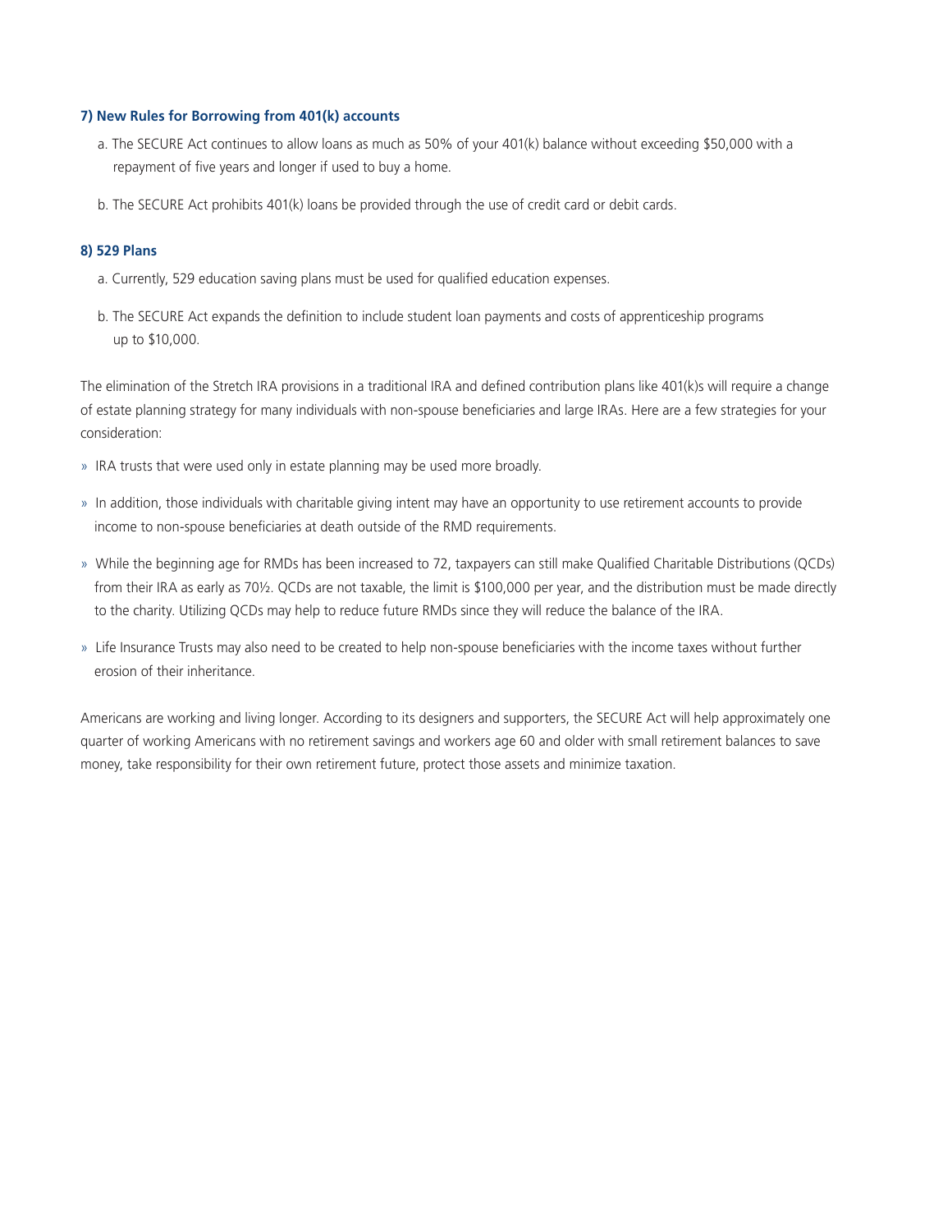### 7) New Rules for Borrowing from 401(k) accounts

a. The SECURE Act continues to allow loans as much as 50% of your 401(k) balance without exceeding $50,000 with a repayment of five years and longer if used to buy a home.

b. The SECURE Act prohibits 401(k) loans be provided through the use of credit card or debit cards.

### 8) 529 Plans

a. Currently, 529 education saving plans must be used for qualified education expenses.

b. The SECURE Act expands the definition to include student loan payments and costs of apprenticeship programs up to $10,000.

The elimination of the Stretch IRA provisions in a traditional IRA and defined contribution plans like 401(k)s will require a change of estate planning strategy for many individuals with non-spouse beneficiaries and large IRAs. Here are a few strategies for your consideration:

- IRA trusts that were used only in estate planning may be used more broadly.
- In addition, those individuals with charitable giving intent may have an opportunity to use retirement accounts to provide income to non-spouse beneficiaries at death outside of the RMD requirements.
- While the beginning age for RMDs has been increased to 72, taxpayers can still make Qualified Charitable Distributions (QCDs) from their IRA as early as 70½. QCDs are not taxable, the limit is $100,000 per year, and the distribution must be made directly to the charity. Utilizing QCDs may help to reduce future RMDs since they will reduce the balance of the IRA.
- Life Insurance Trusts may also need to be created to help non-spouse beneficiaries with the income taxes without further erosion of their inheritance.

Americans are working and living longer. According to its designers and supporters, the SECURE Act will help approximately one quarter of working Americans with no retirement savings and workers age 60 and older with small retirement balances to save money, take responsibility for their own retirement future, protect those assets and minimize taxation.